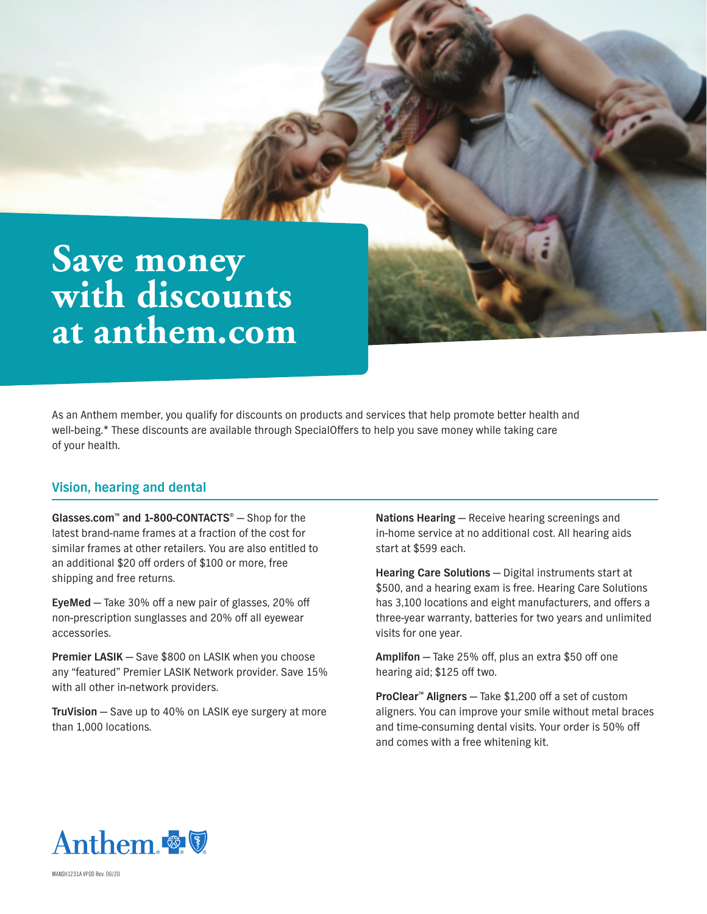# Save money with discounts at anthem.com

As an Anthem member, you qualify for discounts on products and services that help promote better health and well-being.* These discounts are available through SpecialOffers to help you save money while taking care of your health.

## Vision, hearing and dental

**Glasses.com™ and 1-800-CONTACTS®** — Shop for the latest brand-name frames at a fraction of the cost for similar frames at other retailers. You are also entitled to an additional $20 off orders of $100 or more, free shipping and free returns.

**EyeMed** — Take 30% off a new pair of glasses, 20% off non-prescription sunglasses and 20% off all eyewear accessories.

**Premier LASIK** — Save $800 on LASIK when you choose any "featured" Premier LASIK Network provider. Save 15% with all other in-network providers.

**TruVision** — Save up to 40% on LASIK eye surgery at more than 1,000 locations.

**Nations Hearing** — Receive hearing screenings and in-home service at no additional cost. All hearing aids start at $599 each.

**Hearing Care Solutions** — Digital instruments start at $500, and a hearing exam is free. Hearing Care Solutions has 3,100 locations and eight manufacturers, and offers a three-year warranty, batteries for two years and unlimited visits for one year.

**Amplifon** — Take 25% off, plus an extra $50 off one hearing aid; $125 off two.

**ProClear™ Aligners** — Take $1,200 off a set of custom aligners. You can improve your smile without metal braces and time-consuming dental visits. Your order is 50% off and comes with a free whitening kit.

Anthem

MANSH1231A VPOD Rev. 06/20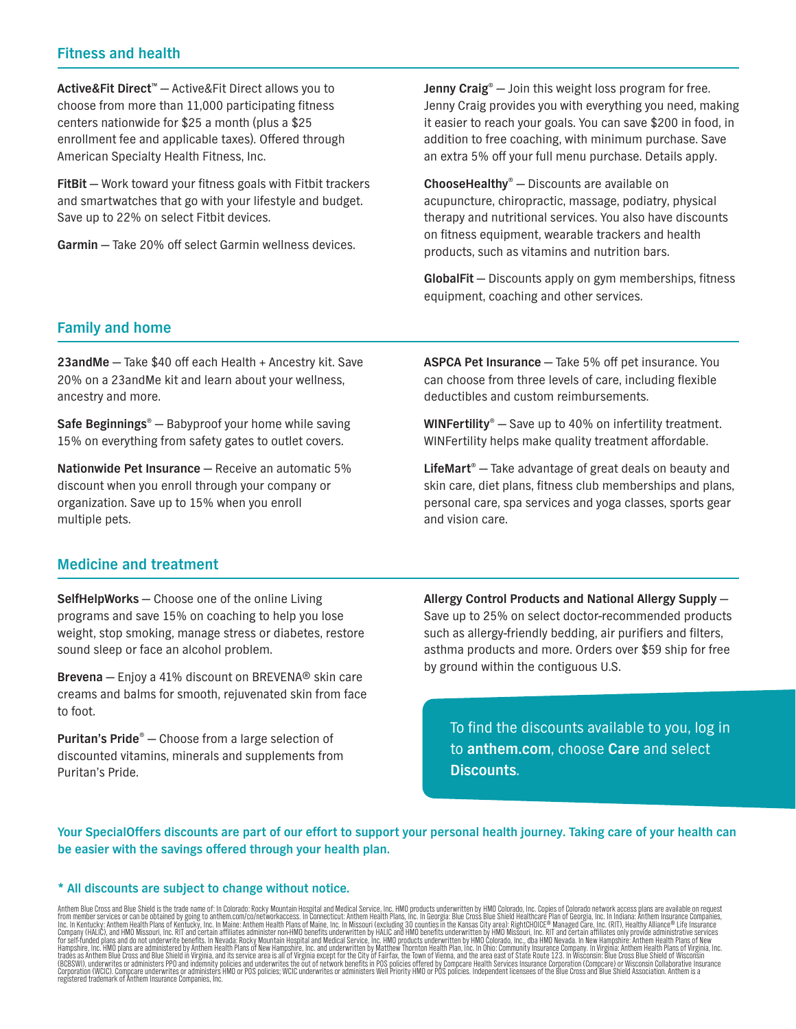## Fitness and health

**Active&Fit Direct™** — Active&Fit Direct allows you to choose from more than 11,000 participating fitness centers nationwide for $25 a month (plus a $25 enrollment fee and applicable taxes). Offered through American Specialty Health Fitness, Inc.

**FitBit** — Work toward your fitness goals with Fitbit trackers and smartwatches that go with your lifestyle and budget. Save up to 22% on select Fitbit devices.

**Garmin** — Take 20% off select Garmin wellness devices.

**Jenny Craig®** — Join this weight loss program for free. Jenny Craig provides you with everything you need, making it easier to reach your goals. You can save $200 in food, in addition to free coaching, with minimum purchase. Save an extra 5% off your full menu purchase. Details apply.

**ChooseHealthy®** — Discounts are available on acupuncture, chiropractic, massage, podiatry, physical therapy and nutritional services. You also have discounts on fitness equipment, wearable trackers and health products, such as vitamins and nutrition bars.

**GlobalFit** — Discounts apply on gym memberships, fitness equipment, coaching and other services.

## Family and home

**23andMe** — Take $40 off each Health + Ancestry kit. Save 20% on a 23andMe kit and learn about your wellness, ancestry and more.

**Safe Beginnings®** — Babyproof your home while saving 15% on everything from safety gates to outlet covers.

**Nationwide Pet Insurance** — Receive an automatic 5% discount when you enroll through your company or organization. Save up to 15% when you enroll multiple pets.

**ASPCA Pet Insurance** — Take 5% off pet insurance. You can choose from three levels of care, including flexible deductibles and custom reimbursements.

**WINFertility®** — Save up to 40% on infertility treatment. WINFertility helps make quality treatment affordable.

**LifeMart®** — Take advantage of great deals on beauty and skin care, diet plans, fitness club memberships and plans, personal care, spa services and yoga classes, sports gear and vision care.

## Medicine and treatment

**SelfHelpWorks** — Choose one of the online Living programs and save 15% on coaching to help you lose weight, stop smoking, manage stress or diabetes, restore sound sleep or face an alcohol problem.

**Brevena** — Enjoy a 41% discount on BREVENA® skin care creams and balms for smooth, rejuvenated skin from face to foot.

**Puritan's Pride®** — Choose from a large selection of discounted vitamins, minerals and supplements from Puritan's Pride.

**Allergy Control Products and National Allergy Supply** — Save up to 25% on select doctor-recommended products such as allergy-friendly bedding, air purifiers and filters, asthma products and more. Orders over $59 ship for free by ground within the contiguous U.S.

To find the discounts available to you, log in to **anthem.com**, choose **Care** and select **Discounts**.

**Your SpecialOffers discounts are part of our effort to support your personal health journey. Taking care of your health can be easier with the savings offered through your health plan.**

**\* All discounts are subject to change without notice.**

Anthem Blue Cross and Blue Shield is the trade name of: In Colorado: Rocky Mountain Hospital and Medical Service, Inc. HMO products underwritten by HMO Colorado, Inc. Copies of Colorado network access plans are available on request from member services or can be obtained by going to anthem.com/co/networkaccess. In Connecticut: Anthem Health Plans, Inc. In Georgia: Blue Cross Blue Shield Healthcare Plan of Georgia, Inc. In Indiana: Anthem Insurance Companies, Inc. In Kentucky: Anthem Health Plans of Kentucky, Inc. In Maine: Anthem Health Plans of Maine, Inc. In Missouri (excluding 30 counties in the Kansas City area): RightCHOICE® Managed Care, Inc. (RIT), Healthy Alliance® Life Insurance Company (HALIC), and HMO Missouri, Inc. RIT and certain affiliates administer non-HMO benefits underwritten by HALIC and HMO benefits underwritten by HMO Missouri, Inc. RIT and certain affiliates only provide administrative services for self-funded plans and do not underwrite benefits. In Nevada: Rocky Mountain Hospital and Medical Service, Inc. HMO products underwritten by HMO Colorado, Inc., dba HMO Nevada. In New Hampshire: Anthem Health Plans of New Hampshire, Inc. HMO plans are administered by Anthem Health Plans of New Hampshire, Inc. and underwritten by Matthew Thornton Health Plan, Inc. In Ohio: Community Insurance Company. In Virginia: Anthem Health Plans of Virginia, Inc. trades as Anthem Blue Cross and Blue Shield in Virginia, and its service area is all of Virginia except for the City of Fairfax, the Town of Vienna, and the area east of State Route 123. In Wisconsin: Blue Cross Blue Shield of Wisconsin (BCBSWI), underwrites or administers PPO and indemnity policies and underwrites the out of network benefits in POS policies offered by Compcare Health Services Insurance Corporation (Compcare) or Wisconsin Collaborative Insurance Corporation (WCIC). Compcare underwrites or administers HMO or POS policies; WCIC underwrites or administers Well Priority HMO or POS policies. Independent licensees of the Blue Cross and Blue Shield Association. Anthem is a registered trademark of Anthem Insurance Companies, Inc.